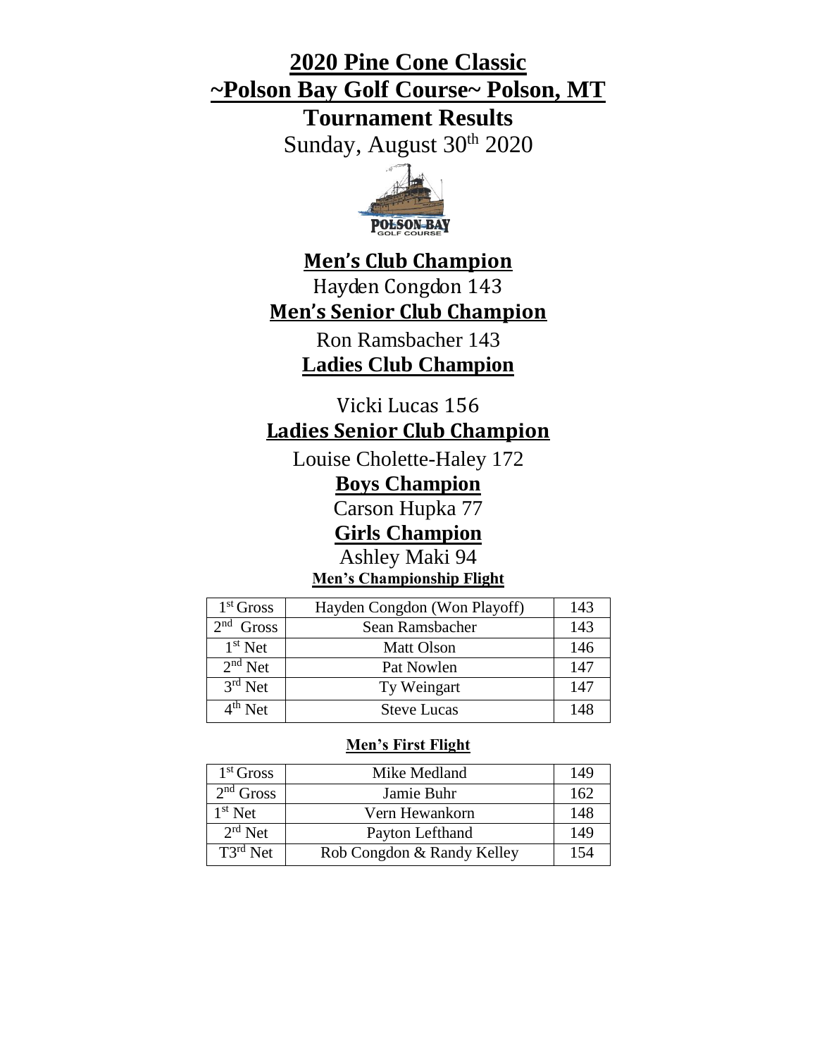# 2020 Pine Cone Classic

# ~Polson Bay Golf Course~ Polson, MT

## Tournament Results

Sunday, August 30th 2020

### Men's Club Champion

Hayden Congdon 143

### Men's Senior Club Champion

Ron Ramsbacher 143

### Ladies Club Champion

Vicki Lucas 156

### Ladies Senior Club Champion

Louise Cholette-Haley 172

### Boys Champion

Carson Hupka 77

### Girls Champion

Ashley Maki 94

#### Men's Championship Flight

| | | |
|---|---|---|
| 1st Gross | Hayden Congdon (Won Playoff) | 143 |
| 2nd Gross | Sean Ramsbacher | 143 |
| 1st Net | Matt Olson | 146 |
| 2nd Net | Pat Nowlen | 147 |
| 3rd Net | Ty Weingart | 147 |
| 4th Net | Steve Lucas | 148 |

#### Men's First Flight

| | | |
|---|---|---|
| 1st Gross | Mike Medland | 149 |
| 2nd Gross | Jamie Buhr | 162 |
| 1st Net | Vern Hewankorn | 148 |
| 2rd Net | Payton Lefthand | 149 |
| T3rd Net | Rob Congdon & Randy Kelley | 154 |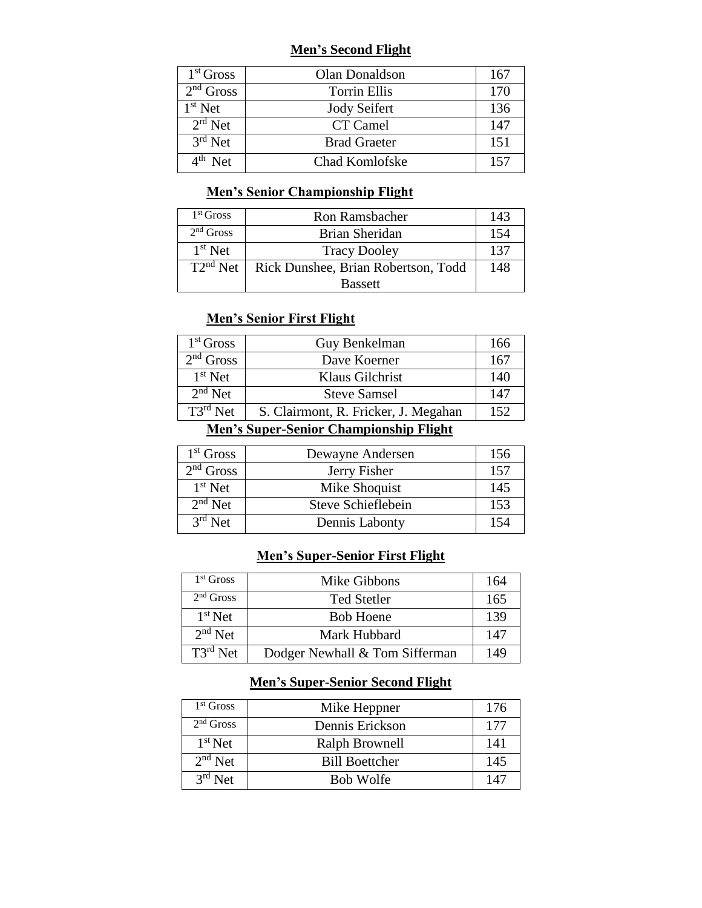**Men's Second Flight**

| | | |
|---|---|---|
| 1st Gross | Olan Donaldson | 167 |
| 2nd Gross | Torrin Ellis | 170 |
| 1st Net | Jody Seifert | 136 |
| 2rd Net | CT Camel | 147 |
| 3rd Net | Brad Graeter | 151 |
| 4th Net | Chad Komlofske | 157 |

**Men's Senior Championship Flight**

| | | |
|---|---|---|
| 1st Gross | Ron Ramsbacher | 143 |
| 2nd Gross | Brian Sheridan | 154 |
| 1st Net | Tracy Dooley | 137 |
| T2nd Net | Rick Dunshee, Brian Robertson, Todd Bassett | 148 |

**Men's Senior First Flight**

| | | |
|---|---|---|
| 1st Gross | Guy Benkelman | 166 |
| 2nd Gross | Dave Koerner | 167 |
| 1st Net | Klaus Gilchrist | 140 |
| 2nd Net | Steve Samsel | 147 |
| T3rd Net | S. Clairmont, R. Fricker, J. Megahan | 152 |

**Men's Super-Senior Championship Flight**

| | | |
|---|---|---|
| 1st Gross | Dewayne Andersen | 156 |
| 2nd Gross | Jerry Fisher | 157 |
| 1st Net | Mike Shoquist | 145 |
| 2nd Net | Steve Schieflebein | 153 |
| 3rd Net | Dennis Labonty | 154 |

**Men's Super-Senior First Flight**

| | | |
|---|---|---|
| 1st Gross | Mike Gibbons | 164 |
| 2nd Gross | Ted Stetler | 165 |
| 1st Net | Bob Hoene | 139 |
| 2nd Net | Mark Hubbard | 147 |
| T3rd Net | Dodger Newhall & Tom Sifferman | 149 |

**Men's Super-Senior Second Flight**

| | | |
|---|---|---|
| 1st Gross | Mike Heppner | 176 |
| 2nd Gross | Dennis Erickson | 177 |
| 1st Net | Ralph Brownell | 141 |
| 2nd Net | Bill Boettcher | 145 |
| 3rd Net | Bob Wolfe | 147 |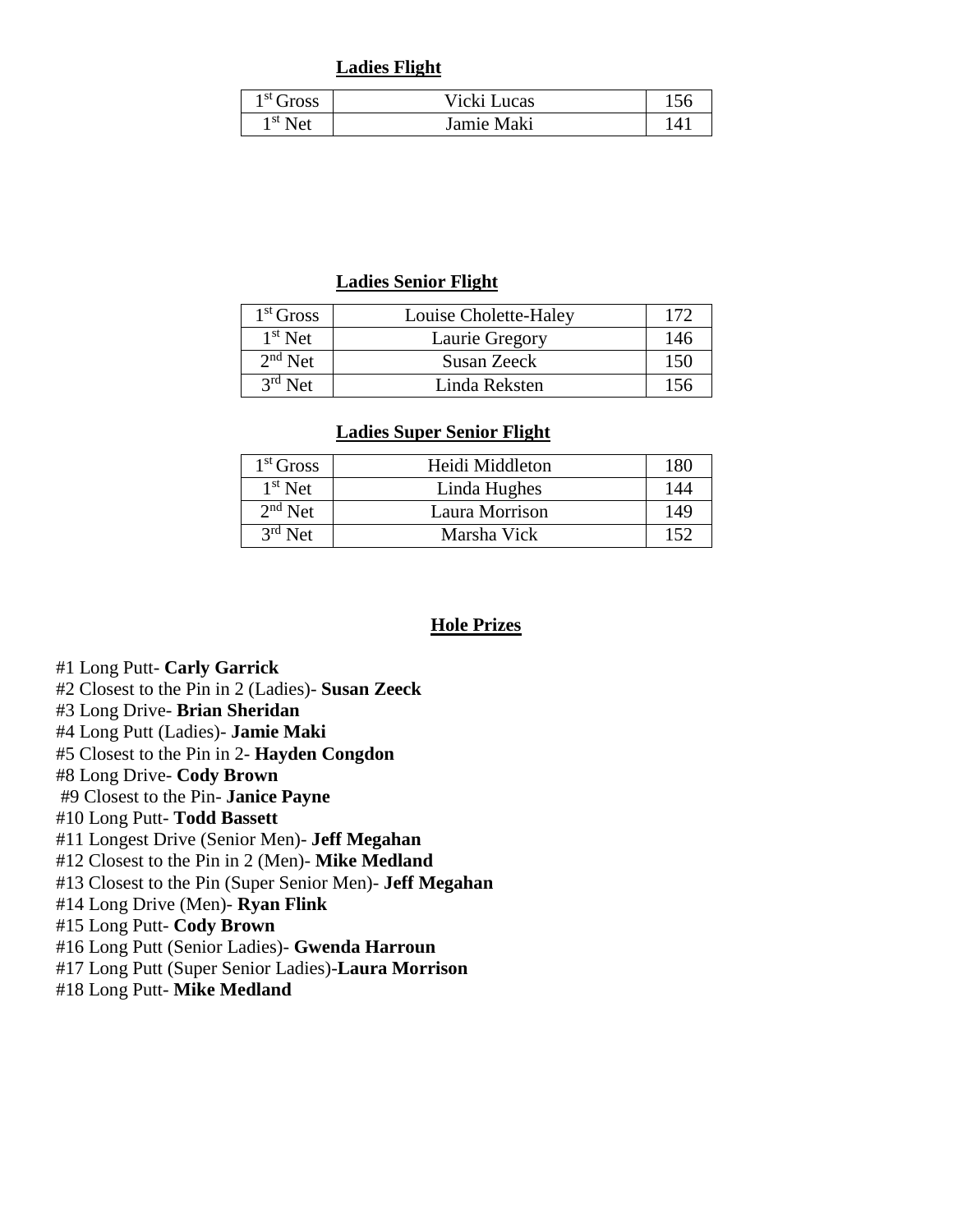**Ladies Flight**

| | | |
|---|---|---|
| 1st Gross | Vicki Lucas | 156 |
| 1st Net | Jamie Maki | 141 |

**Ladies Senior Flight**

| | | |
|---|---|---|
| 1st Gross | Louise Cholette-Haley | 172 |
| 1st Net | Laurie Gregory | 146 |
| 2nd Net | Susan Zeeck | 150 |
| 3rd Net | Linda Reksten | 156 |

**Ladies Super Senior Flight**

| | | |
|---|---|---|
| 1st Gross | Heidi Middleton | 180 |
| 1st Net | Linda Hughes | 144 |
| 2nd Net | Laura Morrison | 149 |
| 3rd Net | Marsha Vick | 152 |

**Hole Prizes**

#1 Long Putt- **Carly Garrick**
#2 Closest to the Pin in 2 (Ladies)- **Susan Zeeck**
#3 Long Drive- **Brian Sheridan**
#4 Long Putt (Ladies)- **Jamie Maki**
#5 Closest to the Pin in 2- **Hayden Congdon**
#8 Long Drive- **Cody Brown**
#9 Closest to the Pin- **Janice Payne**
#10 Long Putt- **Todd Bassett**
#11 Longest Drive (Senior Men)- **Jeff Megahan**
#12 Closest to the Pin in 2 (Men)- **Mike Medland**
#13 Closest to the Pin (Super Senior Men)- **Jeff Megahan**
#14 Long Drive (Men)- **Ryan Flink**
#15 Long Putt- **Cody Brown**
#16 Long Putt (Senior Ladies)- **Gwenda Harroun**
#17 Long Putt (Super Senior Ladies)-**Laura Morrison**
#18 Long Putt- **Mike Medland**